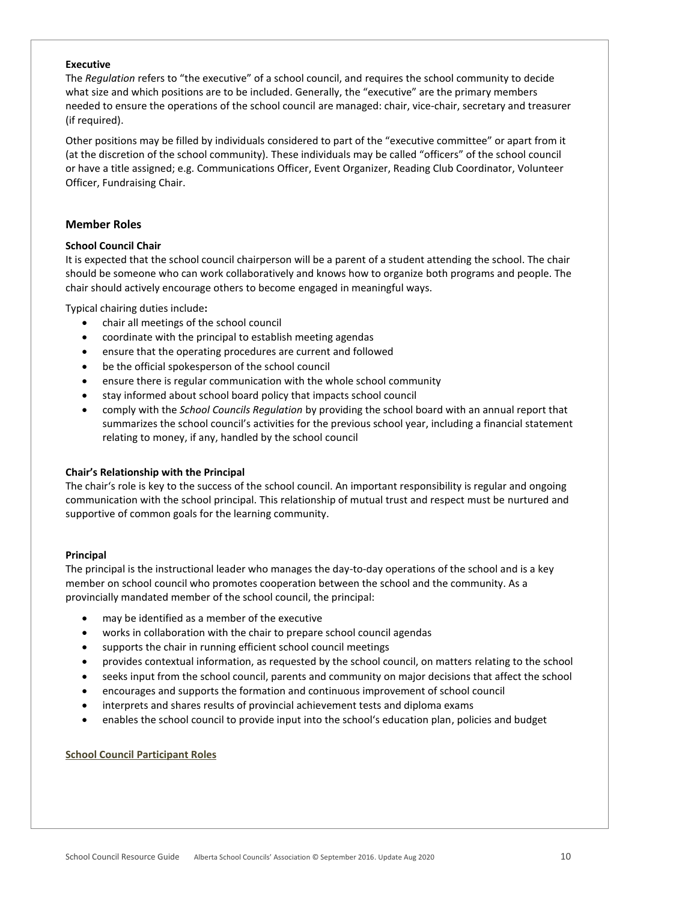**Executive**

The *Regulation* refers to "the executive" of a school council, and requires the school community to decide what size and which positions are to be included. Generally, the "executive" are the primary members needed to ensure the operations of the school council are managed: chair, vice-chair, secretary and treasurer (if required).

Other positions may be filled by individuals considered to part of the "executive committee" or apart from it (at the discretion of the school community). These individuals may be called "officers" of the school council or have a title assigned; e.g. Communications Officer, Event Organizer, Reading Club Coordinator, Volunteer Officer, Fundraising Chair.

## Member Roles

**School Council Chair**

It is expected that the school council chairperson will be a parent of a student attending the school. The chair should be someone who can work collaboratively and knows how to organize both programs and people. The chair should actively encourage others to become engaged in meaningful ways.

Typical chairing duties include**:**

- chair all meetings of the school council
- coordinate with the principal to establish meeting agendas
- ensure that the operating procedures are current and followed
- be the official spokesperson of the school council
- ensure there is regular communication with the whole school community
- stay informed about school board policy that impacts school council
- comply with the *School Councils Regulation* by providing the school board with an annual report that summarizes the school council's activities for the previous school year, including a financial statement relating to money, if any, handled by the school council

**Chair's Relationship with the Principal**

The chair's role is key to the success of the school council. An important responsibility is regular and ongoing communication with the school principal. This relationship of mutual trust and respect must be nurtured and supportive of common goals for the learning community.

**Principal**

The principal is the instructional leader who manages the day-to-day operations of the school and is a key member on school council who promotes cooperation between the school and the community. As a provincially mandated member of the school council, the principal:

- may be identified as a member of the executive
- works in collaboration with the chair to prepare school council agendas
- supports the chair in running efficient school council meetings
- provides contextual information, as requested by the school council, on matters relating to the school
- seeks input from the school council, parents and community on major decisions that affect the school
- encourages and supports the formation and continuous improvement of school council
- interprets and shares results of provincial achievement tests and diploma exams
- enables the school council to provide input into the school's education plan, policies and budget

**School Council Participant Roles**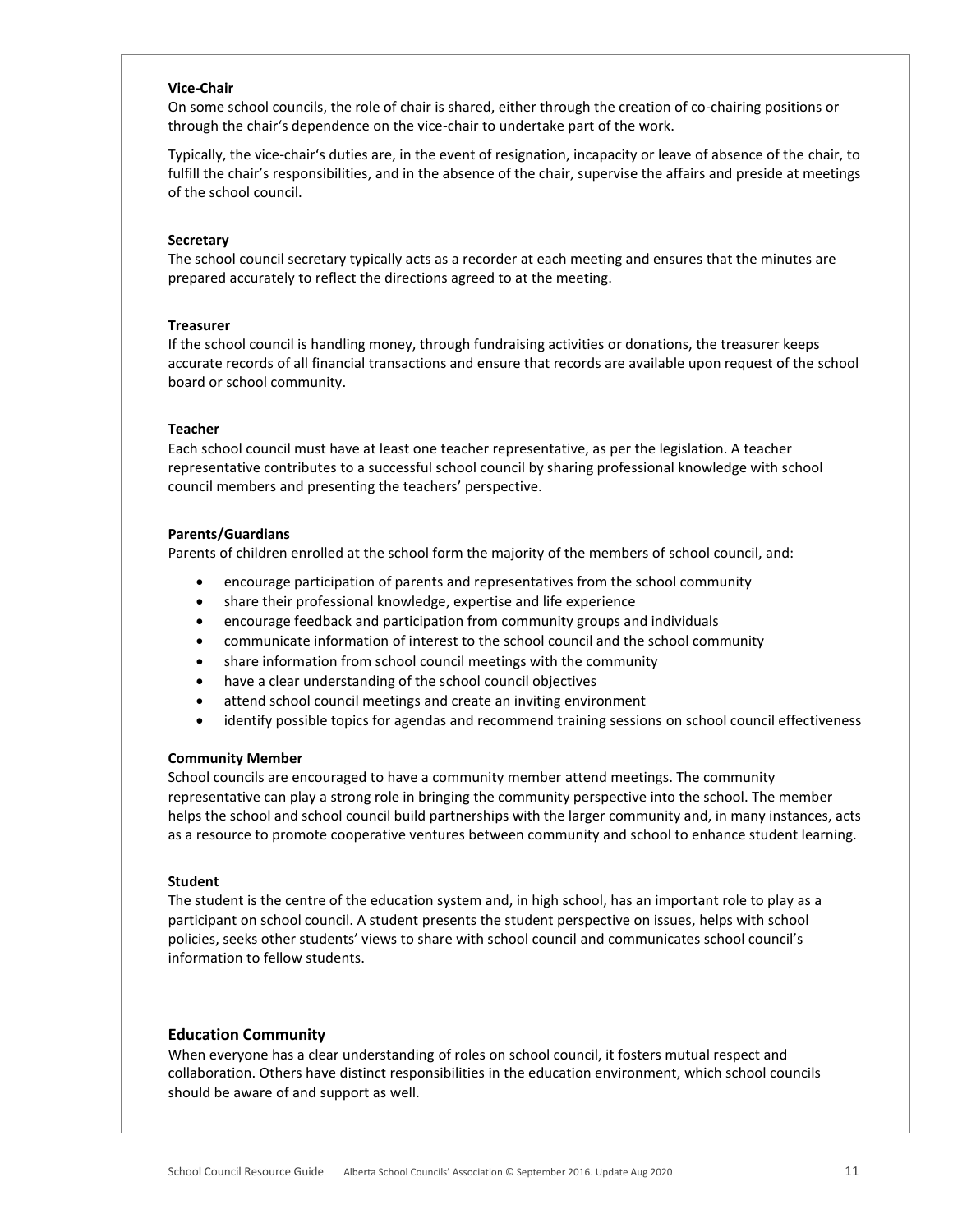**Vice-Chair**

On some school councils, the role of chair is shared, either through the creation of co-chairing positions or through the chair's dependence on the vice-chair to undertake part of the work.

Typically, the vice-chair's duties are, in the event of resignation, incapacity or leave of absence of the chair, to fulfill the chair's responsibilities, and in the absence of the chair, supervise the affairs and preside at meetings of the school council.

**Secretary**

The school council secretary typically acts as a recorder at each meeting and ensures that the minutes are prepared accurately to reflect the directions agreed to at the meeting.

**Treasurer**

If the school council is handling money, through fundraising activities or donations, the treasurer keeps accurate records of all financial transactions and ensure that records are available upon request of the school board or school community.

**Teacher**

Each school council must have at least one teacher representative, as per the legislation. A teacher representative contributes to a successful school council by sharing professional knowledge with school council members and presenting the teachers' perspective.

**Parents/Guardians**

Parents of children enrolled at the school form the majority of the members of school council, and:

- encourage participation of parents and representatives from the school community
- share their professional knowledge, expertise and life experience
- encourage feedback and participation from community groups and individuals
- communicate information of interest to the school council and the school community
- share information from school council meetings with the community
- have a clear understanding of the school council objectives
- attend school council meetings and create an inviting environment
- identify possible topics for agendas and recommend training sessions on school council effectiveness

**Community Member**

School councils are encouraged to have a community member attend meetings. The community representative can play a strong role in bringing the community perspective into the school. The member helps the school and school council build partnerships with the larger community and, in many instances, acts as a resource to promote cooperative ventures between community and school to enhance student learning.

**Student**

The student is the centre of the education system and, in high school, has an important role to play as a participant on school council. A student presents the student perspective on issues, helps with school policies, seeks other students' views to share with school council and communicates school council's information to fellow students.

## Education Community

When everyone has a clear understanding of roles on school council, it fosters mutual respect and collaboration. Others have distinct responsibilities in the education environment, which school councils should be aware of and support as well.